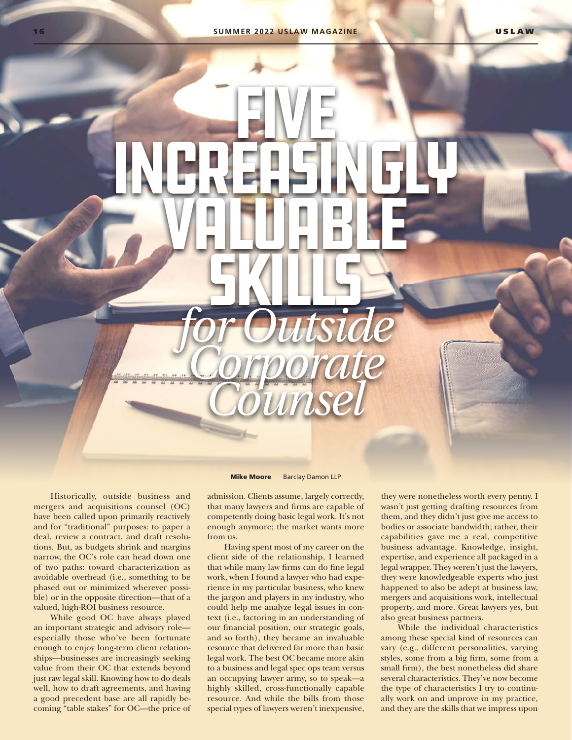# FIVE INCREASINGLY VALUABLE SKILLS *for Outside Corporate Counsel*

**Mike Moore** Barclay Damon LLP

Historically, outside business and mergers and acquisitions counsel (OC) have been called upon primarily reactively and for "traditional" purposes: to paper a deal, review a contract, and draft resolutions. But, as budgets shrink and margins narrow, the OC's role can head down one of two paths: toward characterization as avoidable overhead (i.e., something to be phased out or minimized wherever possible) or in the opposite direction—that of a valued, high-ROI business resource.

While good OC have always played an important strategic and advisory role—especially those who've been fortunate enough to enjoy long-term client relationships—businesses are increasingly seeking value from their OC that extends beyond just raw legal skill. Knowing how to do deals well, how to draft agreements, and having a good precedent base are all rapidly becoming "table stakes" for OC—the price of admission. Clients assume, largely correctly, that many lawyers and firms are capable of competently doing basic legal work. It's not enough anymore; the market wants more from us.

Having spent most of my career on the client side of the relationship, I learned that while many law firms can do fine legal work, when I found a lawyer who had experience in my particular business, who knew the jargon and players in my industry, who could help me analyze legal issues in context (i.e., factoring in an understanding of our financial position, our strategic goals, and so forth), they became an invaluable resource that delivered far more than basic legal work. The best OC became more akin to a business and legal spec ops team versus an occupying lawyer army, so to speak—a highly skilled, cross-functionally capable resource. And while the bills from those special types of lawyers weren't inexpensive, they were nonetheless worth every penny. I wasn't just getting drafting resources from them, and they didn't just give me access to bodies or associate bandwidth; rather, their capabilities gave me a real, competitive business advantage. Knowledge, insight, expertise, and experience all packaged in a legal wrapper. They weren't just the lawyers, they were knowledgeable experts who just happened to also be adept at business law, mergers and acquisitions work, intellectual property, and more. Great lawyers yes, but also great business partners.

While the individual characteristics among these special kind of resources can vary (e.g., different personalities, varying styles, some from a big firm, some from a small firm), the best nonetheless did share several characteristics. They've now become the type of characteristics I try to continually work on and improve in my practice, and they are the skills that we impress upon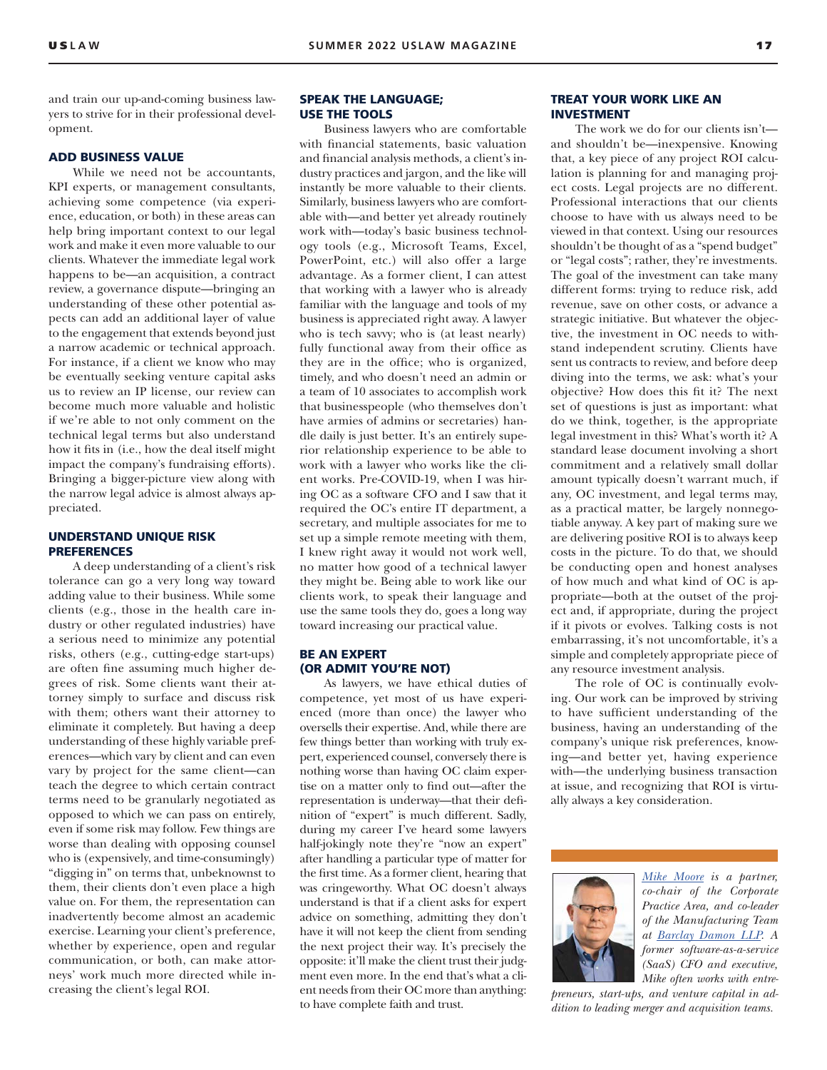and train our up-and-coming business lawyers to strive for in their professional development.

### ADD BUSINESS VALUE

While we need not be accountants, KPI experts, or management consultants, achieving some competence (via experience, education, or both) in these areas can help bring important context to our legal work and make it even more valuable to our clients. Whatever the immediate legal work happens to be—an acquisition, a contract review, a governance dispute—bringing an understanding of these other potential aspects can add an additional layer of value to the engagement that extends beyond just a narrow academic or technical approach. For instance, if a client we know who may be eventually seeking venture capital asks us to review an IP license, our review can become much more valuable and holistic if we're able to not only comment on the technical legal terms but also understand how it fits in (i.e., how the deal itself might impact the company's fundraising efforts). Bringing a bigger-picture view along with the narrow legal advice is almost always appreciated.

### UNDERSTAND UNIQUE RISK PREFERENCES

A deep understanding of a client's risk tolerance can go a very long way toward adding value to their business. While some clients (e.g., those in the health care industry or other regulated industries) have a serious need to minimize any potential risks, others (e.g., cutting-edge start-ups) are often fine assuming much higher degrees of risk. Some clients want their attorney simply to surface and discuss risk with them; others want their attorney to eliminate it completely. But having a deep understanding of these highly variable preferences—which vary by client and can even vary by project for the same client—can teach the degree to which certain contract terms need to be granularly negotiated as opposed to which we can pass on entirely, even if some risk may follow. Few things are worse than dealing with opposing counsel who is (expensively, and time-consumingly) "digging in" on terms that, unbeknownst to them, their clients don't even place a high value on. For them, the representation can inadvertently become almost an academic exercise. Learning your client's preference, whether by experience, open and regular communication, or both, can make attorneys' work much more directed while increasing the client's legal ROI.

### SPEAK THE LANGUAGE; USE THE TOOLS

Business lawyers who are comfortable with financial statements, basic valuation and financial analysis methods, a client's industry practices and jargon, and the like will instantly be more valuable to their clients. Similarly, business lawyers who are comfortable with—and better yet already routinely work with—today's basic business technology tools (e.g., Microsoft Teams, Excel, PowerPoint, etc.) will also offer a large advantage. As a former client, I can attest that working with a lawyer who is already familiar with the language and tools of my business is appreciated right away. A lawyer who is tech savvy; who is (at least nearly) fully functional away from their office as they are in the office; who is organized, timely, and who doesn't need an admin or a team of 10 associates to accomplish work that businesspeople (who themselves don't have armies of admins or secretaries) handle daily is just better. It's an entirely superior relationship experience to be able to work with a lawyer who works like the client works. Pre-COVID-19, when I was hiring OC as a software CFO and I saw that it required the OC's entire IT department, a secretary, and multiple associates for me to set up a simple remote meeting with them, I knew right away it would not work well, no matter how good of a technical lawyer they might be. Being able to work like our clients work, to speak their language and use the same tools they do, goes a long way toward increasing our practical value.

### BE AN EXPERT (OR ADMIT YOU'RE NOT)

As lawyers, we have ethical duties of competence, yet most of us have experienced (more than once) the lawyer who oversells their expertise. And, while there are few things better than working with truly expert, experienced counsel, conversely there is nothing worse than having OC claim expertise on a matter only to find out—after the representation is underway—that their definition of "expert" is much different. Sadly, during my career I've heard some lawyers half-jokingly note they're "now an expert" after handling a particular type of matter for the first time. As a former client, hearing that was cringeworthy. What OC doesn't always understand is that if a client asks for expert advice on something, admitting they don't have it will not keep the client from sending the next project their way. It's precisely the opposite: it'll make the client trust their judgment even more. In the end that's what a client needs from their OC more than anything: to have complete faith and trust.

### TREAT YOUR WORK LIKE AN INVESTMENT

The work we do for our clients isn't—and shouldn't be—inexpensive. Knowing that, a key piece of any project ROI calculation is planning for and managing project costs. Legal projects are no different. Professional interactions that our clients choose to have with us always need to be viewed in that context. Using our resources shouldn't be thought of as a "spend budget" or "legal costs"; rather, they're investments. The goal of the investment can take many different forms: trying to reduce risk, add revenue, save on other costs, or advance a strategic initiative. But whatever the objective, the investment in OC needs to withstand independent scrutiny. Clients have sent us contracts to review, and before deep diving into the terms, we ask: what's your objective? How does this fit it? The next set of questions is just as important: what do we think, together, is the appropriate legal investment in this? What's worth it? A standard lease document involving a short commitment and a relatively small dollar amount typically doesn't warrant much, if any, OC investment, and legal terms may, as a practical matter, be largely nonnegotiable anyway. A key part of making sure we are delivering positive ROI is to always keep costs in the picture. To do that, we should be conducting open and honest analyses of how much and what kind of OC is appropriate—both at the outset of the project and, if appropriate, during the project if it pivots or evolves. Talking costs is not embarrassing, it's not uncomfortable, it's a simple and completely appropriate piece of any resource investment analysis.

The role of OC is continually evolving. Our work can be improved by striving to have sufficient understanding of the business, having an understanding of the company's unique risk preferences, knowing—and better yet, having experience with—the underlying business transaction at issue, and recognizing that ROI is virtually always a key consideration.

*Mike Moore is a partner, co-chair of the Corporate Practice Area, and co-leader of the Manufacturing Team at Barclay Damon LLP. A former software-as-a-service (SaaS) CFO and executive, Mike often works with entrepreneurs, start-ups, and venture capital in addition to leading merger and acquisition teams.*